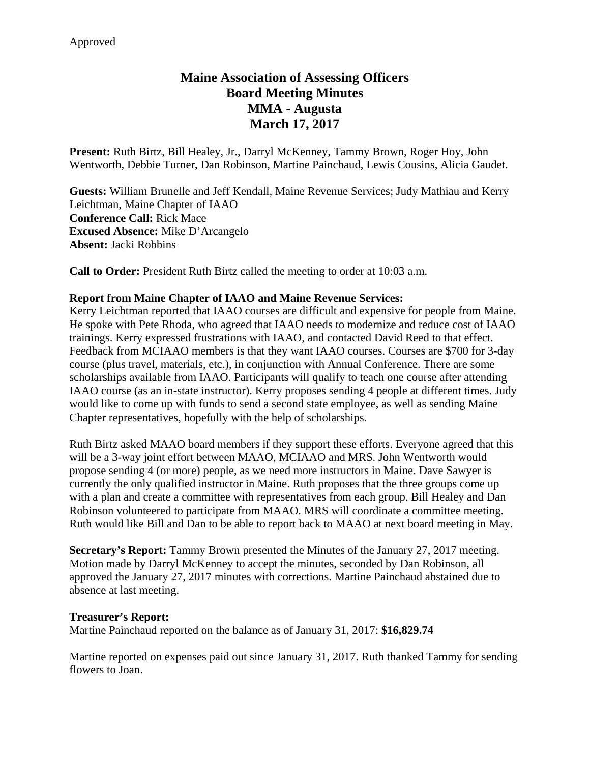Approved

# Maine Association of Assessing Officers
# Board Meeting Minutes
# MMA - Augusta
# March 17, 2017

**Present:** Ruth Birtz, Bill Healey, Jr., Darryl McKenney, Tammy Brown, Roger Hoy, John Wentworth, Debbie Turner, Dan Robinson, Martine Painchaud, Lewis Cousins, Alicia Gaudet.

**Guests:** William Brunelle and Jeff Kendall, Maine Revenue Services; Judy Mathiau and Kerry Leichtman, Maine Chapter of IAAO
**Conference Call:** Rick Mace
**Excused Absence:** Mike D'Arcangelo
**Absent:** Jacki Robbins

**Call to Order:** President Ruth Birtz called the meeting to order at 10:03 a.m.

**Report from Maine Chapter of IAAO and Maine Revenue Services:**
Kerry Leichtman reported that IAAO courses are difficult and expensive for people from Maine. He spoke with Pete Rhoda, who agreed that IAAO needs to modernize and reduce cost of IAAO trainings. Kerry expressed frustrations with IAAO, and contacted David Reed to that effect. Feedback from MCIAAO members is that they want IAAO courses. Courses are $700 for 3-day course (plus travel, materials, etc.), in conjunction with Annual Conference. There are some scholarships available from IAAO. Participants will qualify to teach one course after attending IAAO course (as an in-state instructor). Kerry proposes sending 4 people at different times. Judy would like to come up with funds to send a second state employee, as well as sending Maine Chapter representatives, hopefully with the help of scholarships.

Ruth Birtz asked MAAO board members if they support these efforts. Everyone agreed that this will be a 3-way joint effort between MAAO, MCIAAO and MRS. John Wentworth would propose sending 4 (or more) people, as we need more instructors in Maine. Dave Sawyer is currently the only qualified instructor in Maine. Ruth proposes that the three groups come up with a plan and create a committee with representatives from each group. Bill Healey and Dan Robinson volunteered to participate from MAAO. MRS will coordinate a committee meeting. Ruth would like Bill and Dan to be able to report back to MAAO at next board meeting in May.

**Secretary's Report:** Tammy Brown presented the Minutes of the January 27, 2017 meeting. Motion made by Darryl McKenney to accept the minutes, seconded by Dan Robinson, all approved the January 27, 2017 minutes with corrections. Martine Painchaud abstained due to absence at last meeting.

**Treasurer's Report:**
Martine Painchaud reported on the balance as of January 31, 2017: **$16,829.74**

Martine reported on expenses paid out since January 31, 2017. Ruth thanked Tammy for sending flowers to Joan.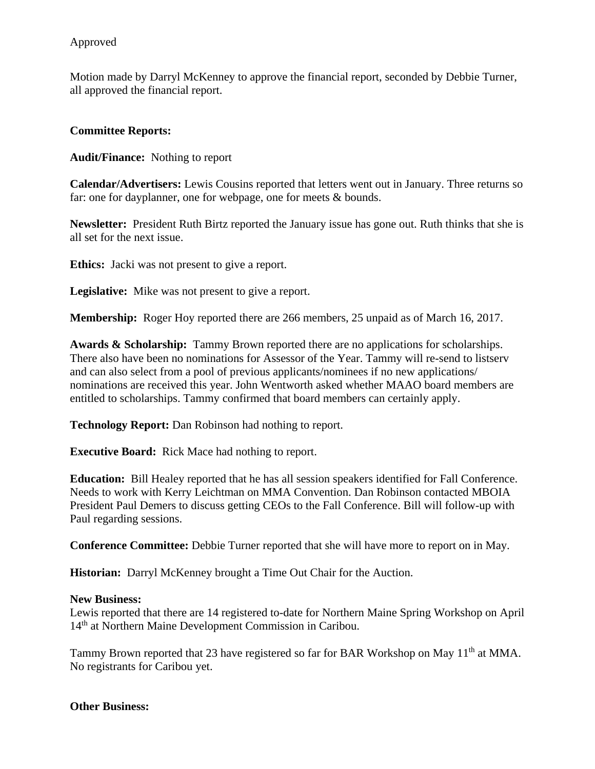Approved

Motion made by Darryl McKenney to approve the financial report, seconded by Debbie Turner, all approved the financial report.

**Committee Reports:**

**Audit/Finance:** Nothing to report

**Calendar/Advertisers:** Lewis Cousins reported that letters went out in January. Three returns so far: one for dayplanner, one for webpage, one for meets & bounds.

**Newsletter:** President Ruth Birtz reported the January issue has gone out. Ruth thinks that she is all set for the next issue.

**Ethics:** Jacki was not present to give a report.

**Legislative:** Mike was not present to give a report.

**Membership:** Roger Hoy reported there are 266 members, 25 unpaid as of March 16, 2017.

**Awards & Scholarship:** Tammy Brown reported there are no applications for scholarships. There also have been no nominations for Assessor of the Year. Tammy will re-send to listserv and can also select from a pool of previous applicants/nominees if no new applications/ nominations are received this year. John Wentworth asked whether MAAO board members are entitled to scholarships. Tammy confirmed that board members can certainly apply.

**Technology Report:** Dan Robinson had nothing to report.

**Executive Board:** Rick Mace had nothing to report.

**Education:** Bill Healey reported that he has all session speakers identified for Fall Conference. Needs to work with Kerry Leichtman on MMA Convention. Dan Robinson contacted MBOIA President Paul Demers to discuss getting CEOs to the Fall Conference. Bill will follow-up with Paul regarding sessions.

**Conference Committee:** Debbie Turner reported that she will have more to report on in May.

**Historian:** Darryl McKenney brought a Time Out Chair for the Auction.

**New Business:**

Lewis reported that there are 14 registered to-date for Northern Maine Spring Workshop on April 14th at Northern Maine Development Commission in Caribou.

Tammy Brown reported that 23 have registered so far for BAR Workshop on May 11th at MMA. No registrants for Caribou yet.

**Other Business:**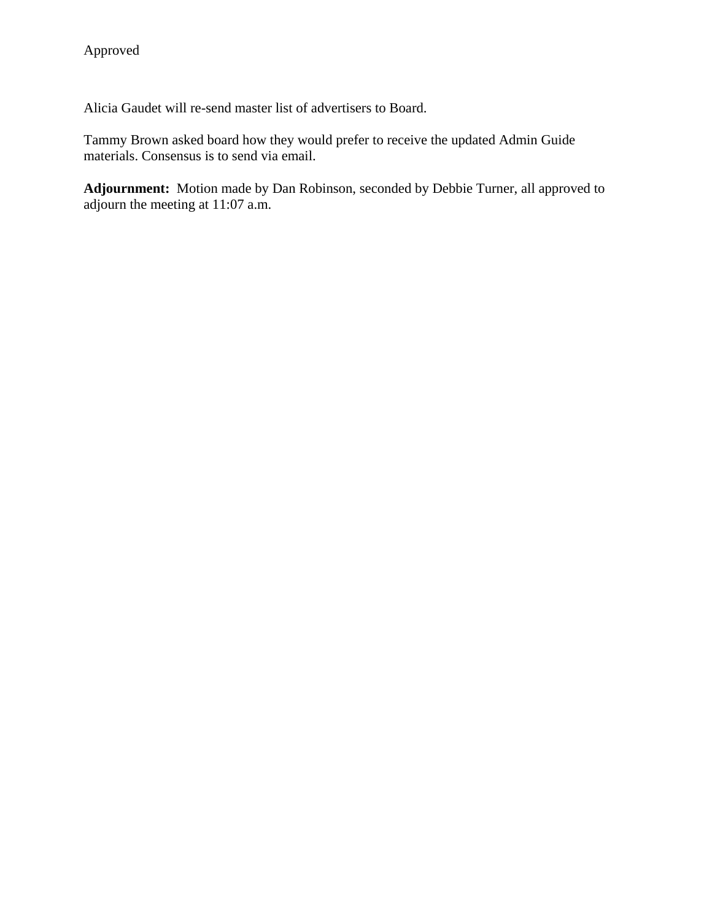Approved

Alicia Gaudet will re-send master list of advertisers to Board.

Tammy Brown asked board how they would prefer to receive the updated Admin Guide materials. Consensus is to send via email.

**Adjournment:** Motion made by Dan Robinson, seconded by Debbie Turner, all approved to adjourn the meeting at 11:07 a.m.